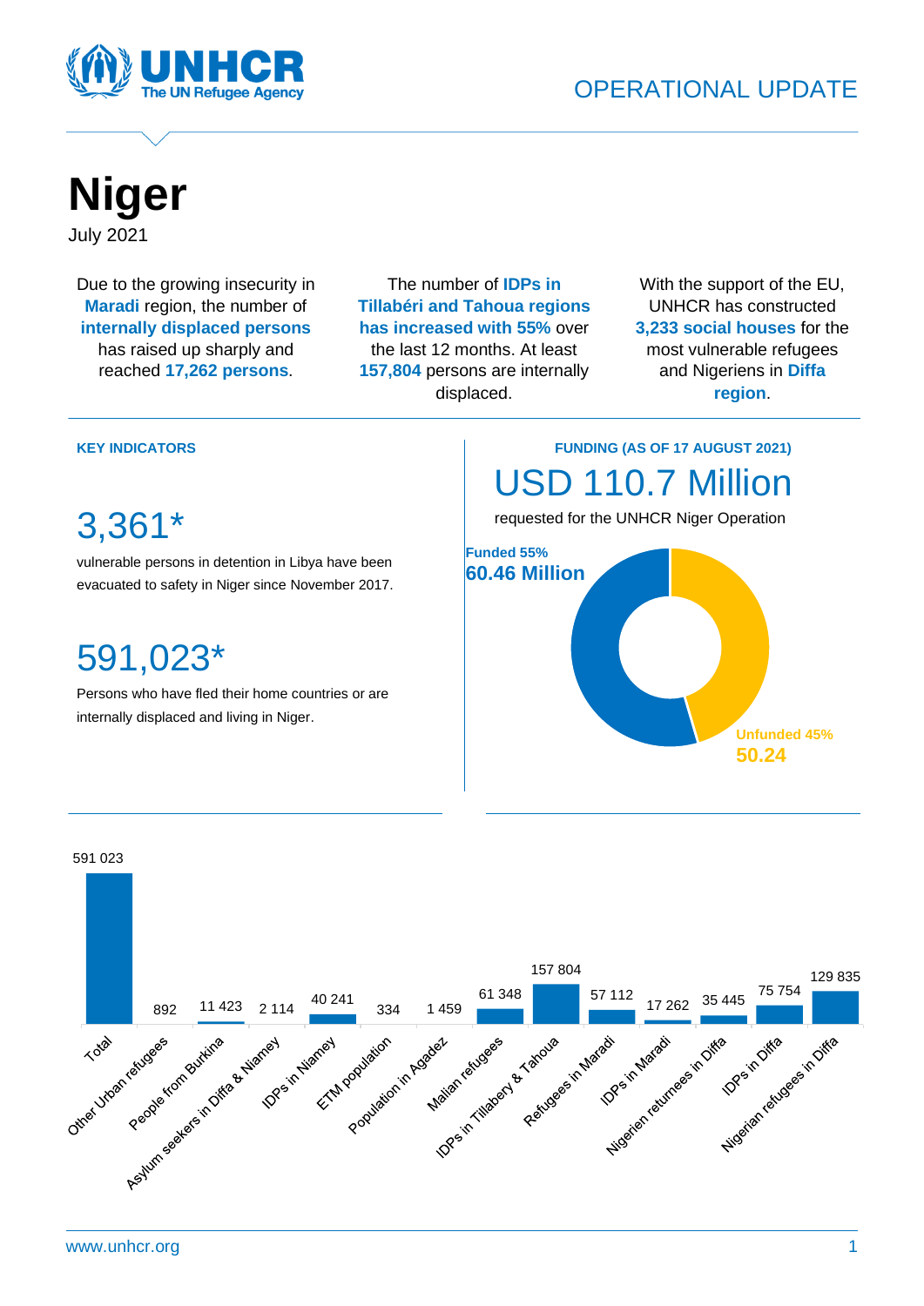UNHCR
The UN Refugee Agency

OPERATIONAL UPDATE

# Niger

July 2021

Due to the growing insecurity in **Maradi** region, the number of **internally displaced persons** has raised up sharply and reached **17,262 persons**.

The number of **IDPs in Tillabéri and Tahoua regions has increased with 55%** over the last 12 months. At least **157,804** persons are internally displaced.

With the support of the EU, UNHCR has constructed **3,233 social houses** for the most vulnerable refugees and Nigeriens in **Diffa region**.

## KEY INDICATORS

### 3,361*

vulnerable persons in detention in Libya have been evacuated to safety in Niger since November 2017.

### 591,023*

Persons who have fled their home countries or are internally displaced and living in Niger.

## FUNDING (AS OF 17 AUGUST 2021)

### USD 110.7 Million

requested for the UNHCR Niger Operation

Funded 55%
**60.46 Million**

Unfunded 45%
**50.24**

| Category | Persons |
|---|---|
| Total | 591 023 |
| Other Urban refugees | 892 |
| People from Burkina | 11 423 |
| Asylum seekers in Diffa & Niamey | 2 114 |
| IDPs in Niamey | 40 241 |
| ETM population | 334 |
| Population in Agadez | 1 459 |
| Malian refugees | 61 348 |
| IDPs in Tillabery & Tahoua | 157 804 |
| Refugees in Maradi | 57 112 |
| IDPs in Maradi | 17 262 |
| Nigerien returnees in Diffa | 35 445 |
| IDPs in Diffa | 75 754 |
| Nigerian refugees in Diffa | 129 835 |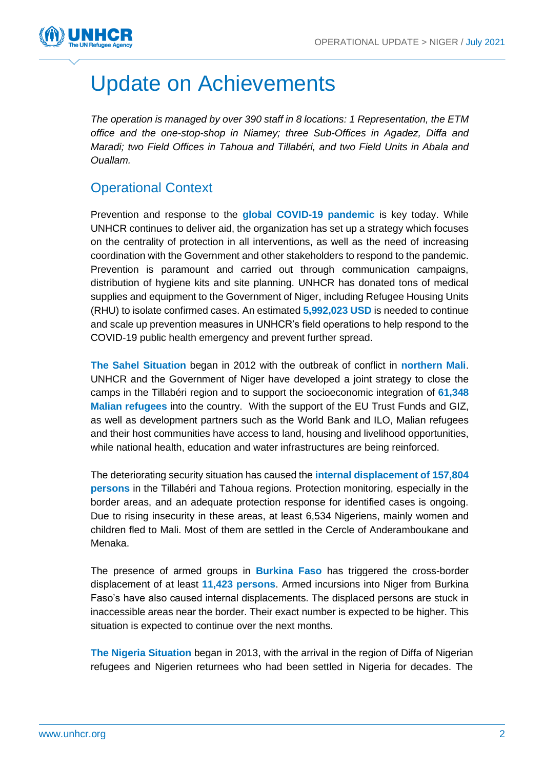# Update on Achievements

*The operation is managed by over 390 staff in 8 locations: 1 Representation, the ETM office and the one-stop-shop in Niamey; three Sub-Offices in Agadez, Diffa and Maradi; two Field Offices in Tahoua and Tillabéri, and two Field Units in Abala and Ouallam.*

## Operational Context

Prevention and response to the **global COVID-19 pandemic** is key today. While UNHCR continues to deliver aid, the organization has set up a strategy which focuses on the centrality of protection in all interventions, as well as the need of increasing coordination with the Government and other stakeholders to respond to the pandemic. Prevention is paramount and carried out through communication campaigns, distribution of hygiene kits and site planning. UNHCR has donated tons of medical supplies and equipment to the Government of Niger, including Refugee Housing Units (RHU) to isolate confirmed cases. An estimated **5,992,023 USD** is needed to continue and scale up prevention measures in UNHCR's field operations to help respond to the COVID-19 public health emergency and prevent further spread.

**The Sahel Situation** began in 2012 with the outbreak of conflict in **northern Mali**. UNHCR and the Government of Niger have developed a joint strategy to close the camps in the Tillabéri region and to support the socioeconomic integration of **61,348 Malian refugees** into the country. With the support of the EU Trust Funds and GIZ, as well as development partners such as the World Bank and ILO, Malian refugees and their host communities have access to land, housing and livelihood opportunities, while national health, education and water infrastructures are being reinforced.

The deteriorating security situation has caused the **internal displacement of 157,804 persons** in the Tillabéri and Tahoua regions. Protection monitoring, especially in the border areas, and an adequate protection response for identified cases is ongoing. Due to rising insecurity in these areas, at least 6,534 Nigeriens, mainly women and children fled to Mali. Most of them are settled in the Cercle of Anderamboukane and Menaka.

The presence of armed groups in **Burkina Faso** has triggered the cross-border displacement of at least **11,423 persons**. Armed incursions into Niger from Burkina Faso's have also caused internal displacements. The displaced persons are stuck in inaccessible areas near the border. Their exact number is expected to be higher. This situation is expected to continue over the next months.

**The Nigeria Situation** began in 2013, with the arrival in the region of Diffa of Nigerian refugees and Nigerien returnees who had been settled in Nigeria for decades. The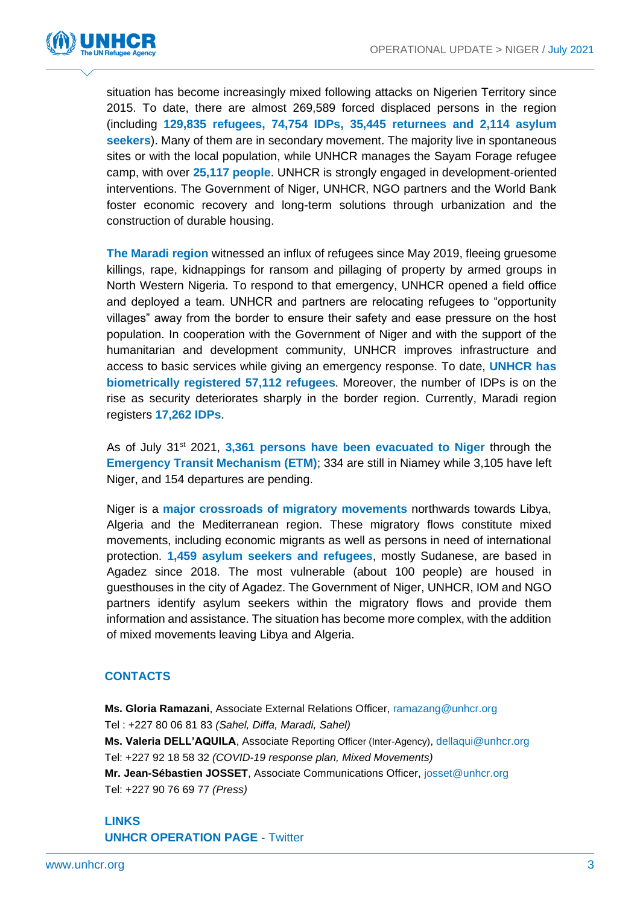situation has become increasingly mixed following attacks on Nigerien Territory since 2015. To date, there are almost 269,589 forced displaced persons in the region (including **129,835 refugees, 74,754 IDPs, 35,445 returnees and 2,114 asylum seekers**). Many of them are in secondary movement. The majority live in spontaneous sites or with the local population, while UNHCR manages the Sayam Forage refugee camp, with over **25,117 people**. UNHCR is strongly engaged in development-oriented interventions. The Government of Niger, UNHCR, NGO partners and the World Bank foster economic recovery and long-term solutions through urbanization and the construction of durable housing.

**The Maradi region** witnessed an influx of refugees since May 2019, fleeing gruesome killings, rape, kidnappings for ransom and pillaging of property by armed groups in North Western Nigeria. To respond to that emergency, UNHCR opened a field office and deployed a team. UNHCR and partners are relocating refugees to "opportunity villages" away from the border to ensure their safety and ease pressure on the host population. In cooperation with the Government of Niger and with the support of the humanitarian and development community, UNHCR improves infrastructure and access to basic services while giving an emergency response. To date, **UNHCR has biometrically registered 57,112 refugees**. Moreover, the number of IDPs is on the rise as security deteriorates sharply in the border region. Currently, Maradi region registers **17,262 IDPs**.

As of July 31st 2021, **3,361 persons have been evacuated to Niger** through the **Emergency Transit Mechanism (ETM)**; 334 are still in Niamey while 3,105 have left Niger, and 154 departures are pending.

Niger is a **major crossroads of migratory movements** northwards towards Libya, Algeria and the Mediterranean region. These migratory flows constitute mixed movements, including economic migrants as well as persons in need of international protection. **1,459 asylum seekers and refugees**, mostly Sudanese, are based in Agadez since 2018. The most vulnerable (about 100 people) are housed in guesthouses in the city of Agadez. The Government of Niger, UNHCR, IOM and NGO partners identify asylum seekers within the migratory flows and provide them information and assistance. The situation has become more complex, with the addition of mixed movements leaving Libya and Algeria.

## CONTACTS

**Ms. Gloria Ramazani**, Associate External Relations Officer, ramazang@unhcr.org
Tel : +227 80 06 81 83 *(Sahel, Diffa, Maradi, Sahel)*
**Ms. Valeria DELL'AQUILA**, Associate Reporting Officer (Inter-Agency), dellaqui@unhcr.org
Tel: +227 92 18 58 32 *(COVID-19 response plan, Mixed Movements)*
**Mr. Jean-Sébastien JOSSET**, Associate Communications Officer, josset@unhcr.org
Tel: +227 90 76 69 77 *(Press)*

## LINKS

**UNHCR OPERATION PAGE** - Twitter